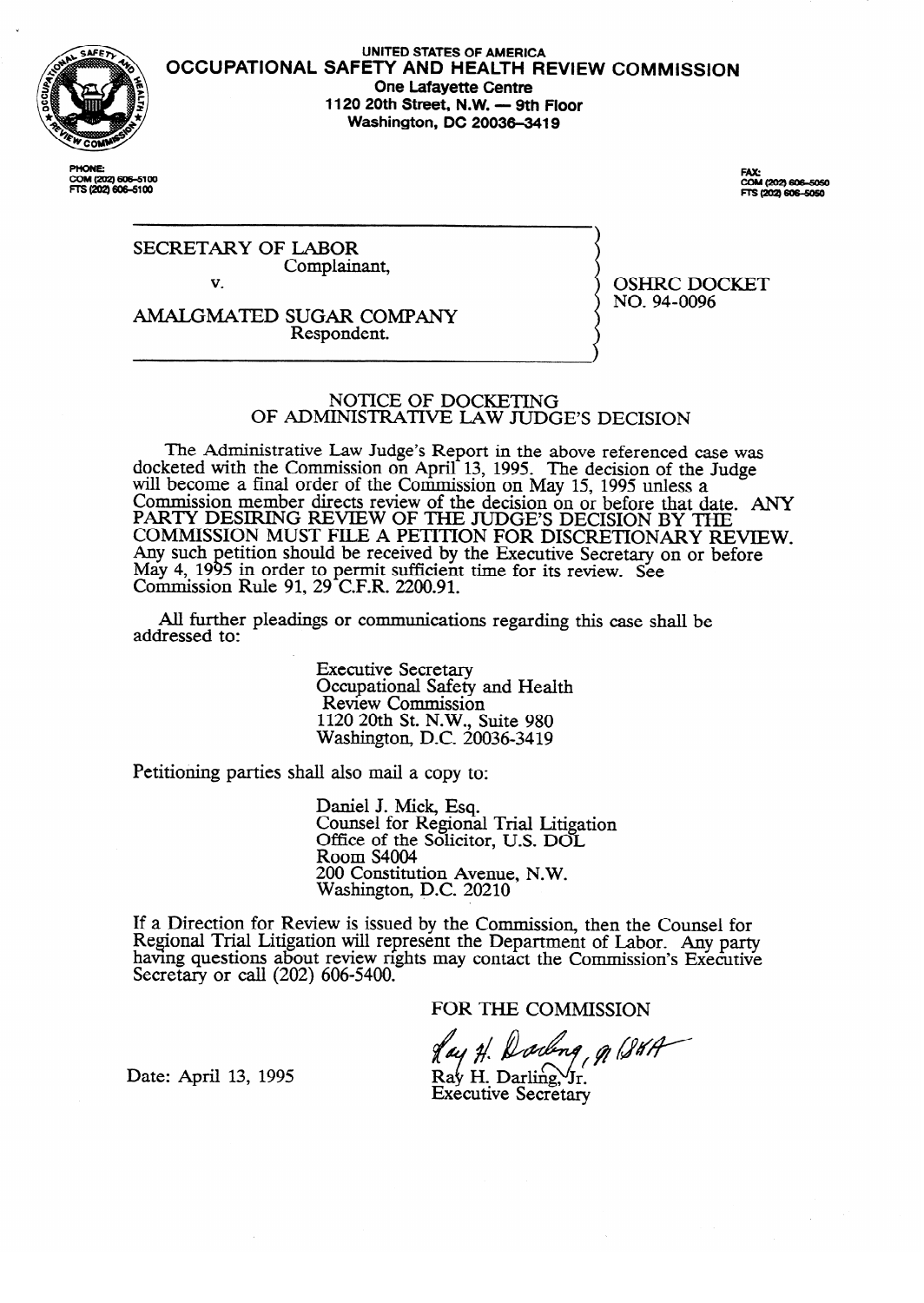UNITED STATES OF AMERICA
**OCCUPATIONAL SAFETY AND HEALTH REVIEW COMMISSION**
**One Lafayette Centre**
**1120 20th Street, N.W. — 9th Floor**
**Washington, DC 20036-3419**

PHONE:
COM (202) 606-5100
FTS (202) 606-5100

FAX:
COM (202) 606-5050
FTS (202) 606-5050

| | |
|---|---|
| SECRETARY OF LABOR<br>Complainant,<br>v.<br>AMALGMATED SUGAR COMPANY<br>Respondent. | OSHRC DOCKET<br>NO. 94-0096 |

## NOTICE OF DOCKETING OF ADMINISTRATIVE LAW JUDGE'S DECISION

The Administrative Law Judge's Report in the above referenced case was docketed with the Commission on April 13, 1995. The decision of the Judge will become a final order of the Commission on May 15, 1995 unless a Commission member directs review of the decision on or before that date. ANY PARTY DESIRING REVIEW OF THE JUDGE'S DECISION BY THE COMMISSION MUST FILE A PETITION FOR DISCRETIONARY REVIEW. Any such petition should be received by the Executive Secretary on or before May 4, 1995 in order to permit sufficient time for its review. See Commission Rule 91, 29 C.F.R. 2200.91.

All further pleadings or communications regarding this case shall be addressed to:

> Executive Secretary
> Occupational Safety and Health Review Commission
> 1120 20th St. N.W., Suite 980
> Washington, D.C. 20036-3419

Petitioning parties shall also mail a copy to:

> Daniel J. Mick, Esq.
> Counsel for Regional Trial Litigation
> Office of the Solicitor, U.S. DOL
> Room S4004
> 200 Constitution Avenue, N.W.
> Washington, D.C. 20210

If a Direction for Review is issued by the Commission, then the Counsel for Regional Trial Litigation will represent the Department of Labor. Any party having questions about review rights may contact the Commission's Executive Secretary or call (202) 606-5400.

FOR THE COMMISSION

Ray H. Darling, Jr.
Executive Secretary

Date: April 13, 1995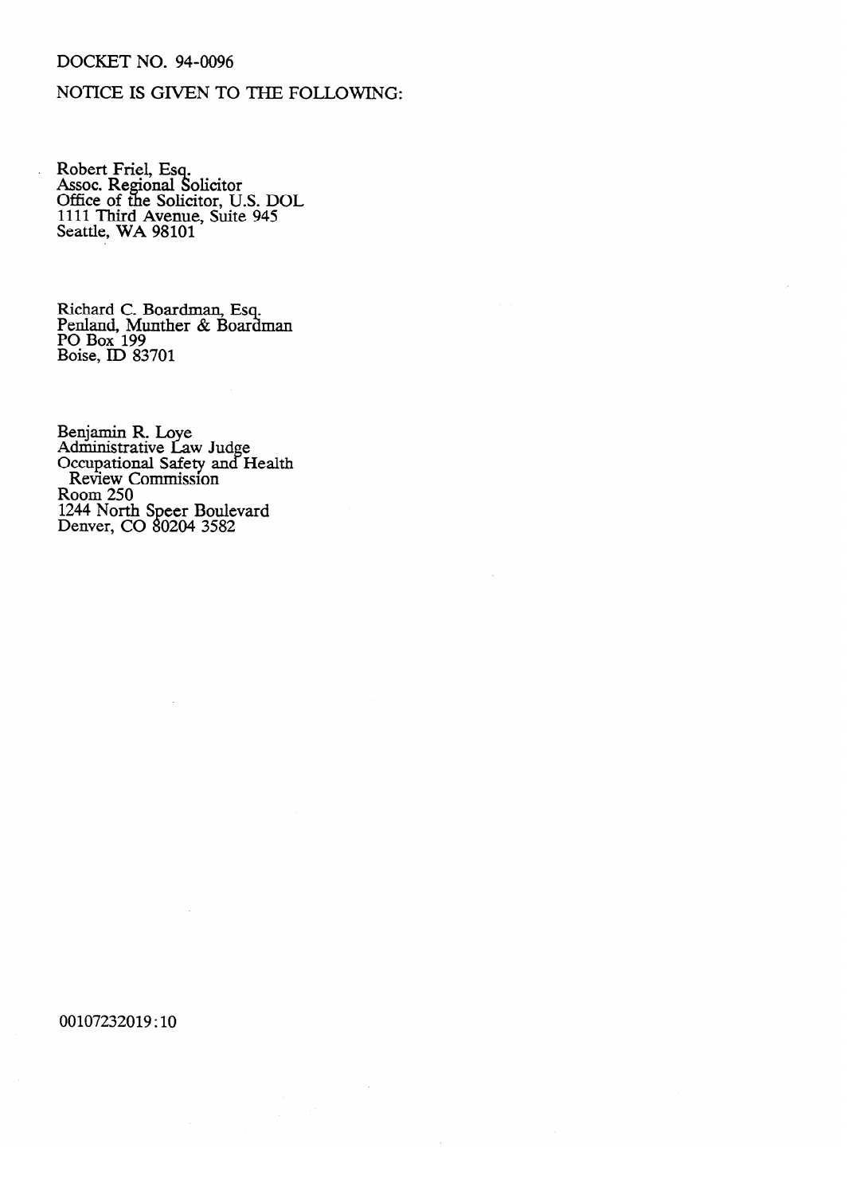DOCKET NO. 94-0096

NOTICE IS GIVEN TO THE FOLLOWING:

Robert Friel, Esq.
Assoc. Regional Solicitor
Office of the Solicitor, U.S. DOL
1111 Third Avenue, Suite 945
Seattle, WA 98101

Richard C. Boardman, Esq.
Penland, Munther & Boardman
PO Box 199
Boise, ID 83701

Benjamin R. Loye
Administrative Law Judge
Occupational Safety and Health
Review Commission
Room 250
1244 North Speer Boulevard
Denver, CO 80204 3582

00107232019:10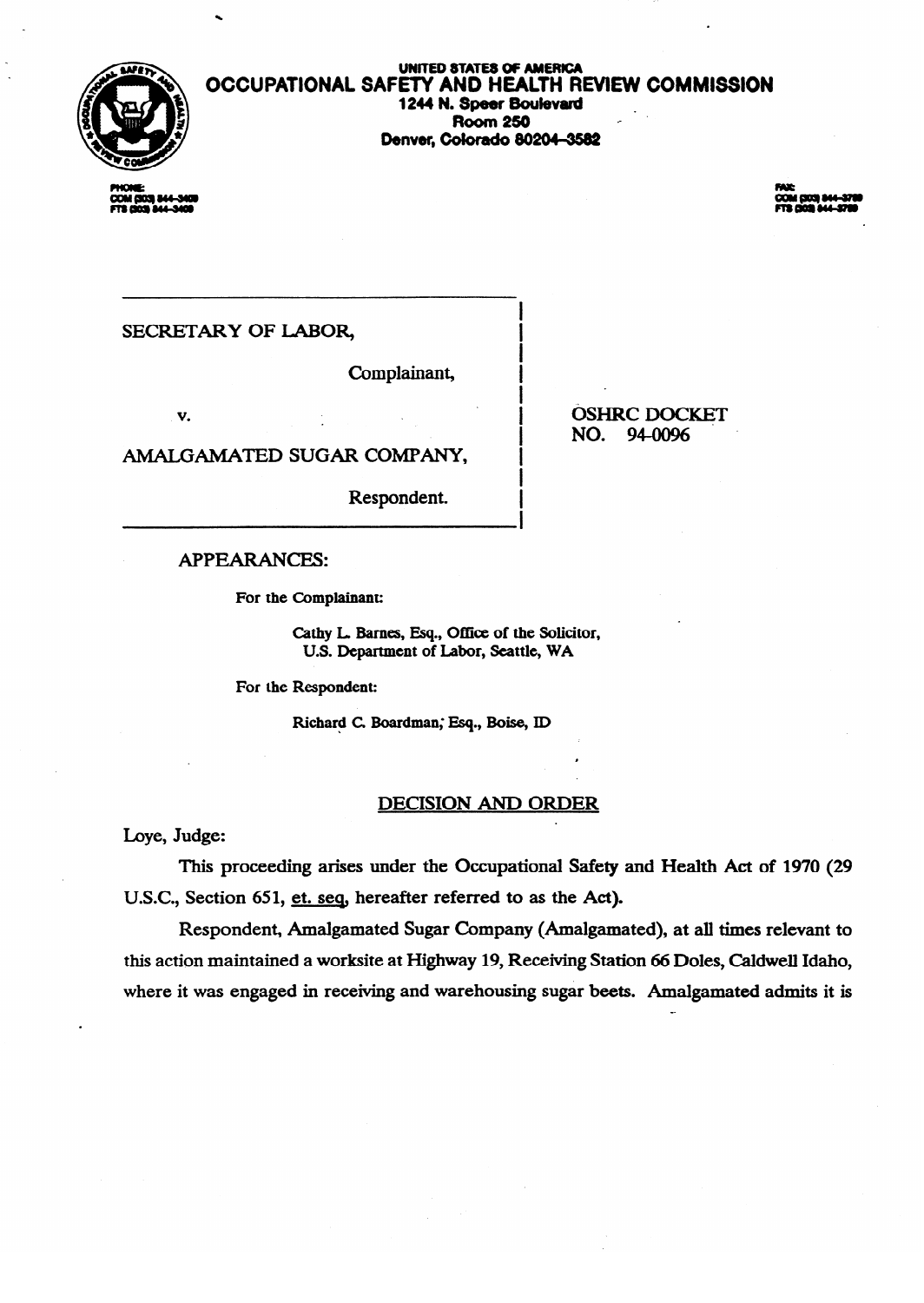**UNITED STATES OF AMERICA**
**OCCUPATIONAL SAFETY AND HEALTH REVIEW COMMISSION**
**1244 N. Speer Boulevard**
**Room 250**
**Denver, Colorado 80204-3582**

PHONE:
COM (303) 844-3409
FTS (303) 844-3409

FAX:
COM (303) 844-3759
FTS (303) 844-3759

| | |
|---|---|
| SECRETARY OF LABOR,<br><br>Complainant,<br><br>v.<br><br>AMALGAMATED SUGAR COMPANY,<br><br>Respondent. | OSHRC DOCKET NO. 94-0096 |

APPEARANCES:

For the Complainant:

Cathy L. Barnes, Esq., Office of the Solicitor, U.S. Department of Labor, Seattle, WA

For the Respondent:

Richard C. Boardman, Esq., Boise, ID

## DECISION AND ORDER

Loye, Judge:

This proceeding arises under the Occupational Safety and Health Act of 1970 (29 U.S.C., Section 651, et. seq, hereafter referred to as the Act).

Respondent, Amalgamated Sugar Company (Amalgamated), at all times relevant to this action maintained a worksite at Highway 19, Receiving Station 66 Doles, Caldwell Idaho, where it was engaged in receiving and warehousing sugar beets. Amalgamated admits it is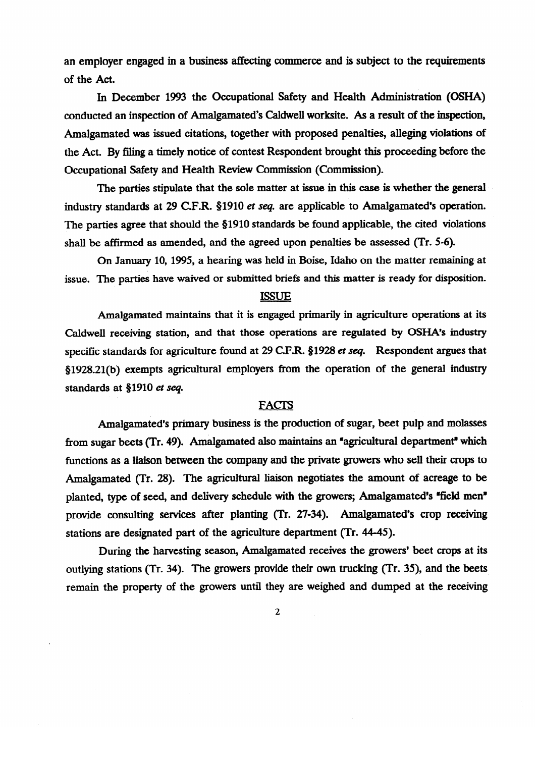an employer engaged in a business affecting commerce and is subject to the requirements of the Act.

In December 1993 the Occupational Safety and Health Administration (OSHA) conducted an inspection of Amalgamated's Caldwell worksite. As a result of the inspection, Amalgamated was issued citations, together with proposed penalties, alleging violations of the Act. By filing a timely notice of contest Respondent brought this proceeding before the Occupational Safety and Health Review Commission (Commission).

The parties stipulate that the sole matter at issue in this case is whether the general industry standards at 29 C.F.R. §1910 *et seq.* are applicable to Amalgamated's operation. The parties agree that should the §1910 standards be found applicable, the cited violations shall be affirmed as amended, and the agreed upon penalties be assessed (Tr. 5-6).

On January 10, 1995, a hearing was held in Boise, Idaho on the matter remaining at issue. The parties have waived or submitted briefs and this matter is ready for disposition.

## ISSUE

Amalgamated maintains that it is engaged primarily in agriculture operations at its Caldwell receiving station, and that those operations are regulated by OSHA's industry specific standards for agriculture found at 29 C.F.R. §1928 *et seq.* Respondent argues that §1928.21(b) exempts agricultural employers from the operation of the general industry standards at §1910 *et seq.*

## FACTS

Amalgamated's primary business is the production of sugar, beet pulp and molasses from sugar beets (Tr. 49). Amalgamated also maintains an "agricultural department" which functions as a liaison between the company and the private growers who sell their crops to Amalgamated (Tr. 28). The agricultural liaison negotiates the amount of acreage to be planted, type of seed, and delivery schedule with the growers; Amalgamated's "field men" provide consulting services after planting (Tr. 27-34). Amalgamated's crop receiving stations are designated part of the agriculture department (Tr. 44-45).

During the harvesting season, Amalgamated receives the growers' beet crops at its outlying stations (Tr. 34). The growers provide their own trucking (Tr. 35), and the beets remain the property of the growers until they are weighed and dumped at the receiving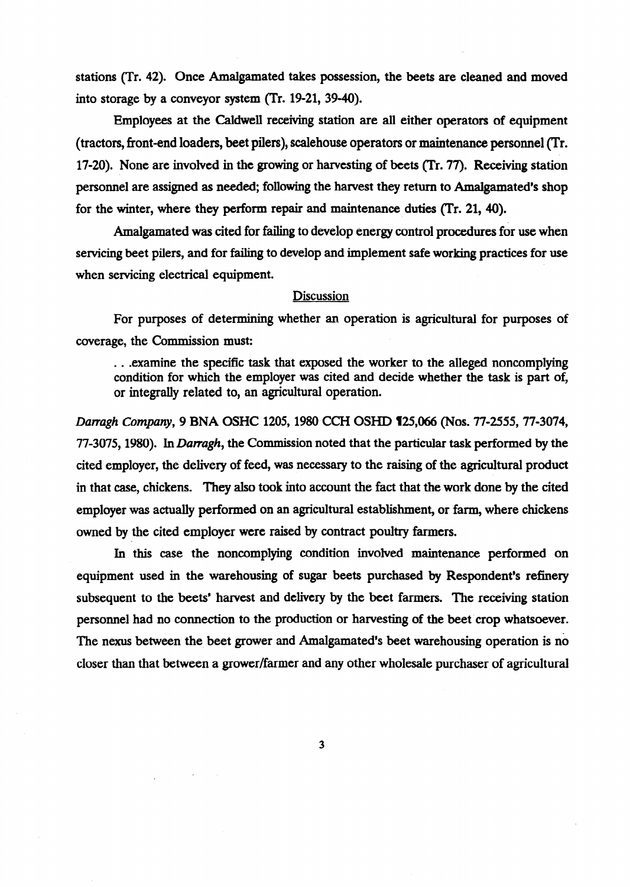stations (Tr. 42). Once Amalgamated takes possession, the beets are cleaned and moved into storage by a conveyor system (Tr. 19-21, 39-40).

Employees at the Caldwell receiving station are all either operators of equipment (tractors, front-end loaders, beet pilers), scalehouse operators or maintenance personnel (Tr. 17-20). None are involved in the growing or harvesting of beets (Tr. 77). Receiving station personnel are assigned as needed; following the harvest they return to Amalgamated's shop for the winter, where they perform repair and maintenance duties (Tr. 21, 40).

Amalgamated was cited for failing to develop energy control procedures for use when servicing beet pilers, and for failing to develop and implement safe working practices for use when servicing electrical equipment.

## Discussion

For purposes of determining whether an operation is agricultural for purposes of coverage, the Commission must:

> . . .examine the specific task that exposed the worker to the alleged noncomplying condition for which the employer was cited and decide whether the task is part of, or integrally related to, an agricultural operation.

*Darragh Company*, 9 BNA OSHC 1205, 1980 CCH OSHD ¶25,066 (Nos. 77-2555, 77-3074, 77-3075, 1980). In *Darragh*, the Commission noted that the particular task performed by the cited employer, the delivery of feed, was necessary to the raising of the agricultural product in that case, chickens. They also took into account the fact that the work done by the cited employer was actually performed on an agricultural establishment, or farm, where chickens owned by the cited employer were raised by contract poultry farmers.

In this case the noncomplying condition involved maintenance performed on equipment used in the warehousing of sugar beets purchased by Respondent's refinery subsequent to the beets' harvest and delivery by the beet farmers. The receiving station personnel had no connection to the production or harvesting of the beet crop whatsoever. The nexus between the beet grower and Amalgamated's beet warehousing operation is no closer than that between a grower/farmer and any other wholesale purchaser of agricultural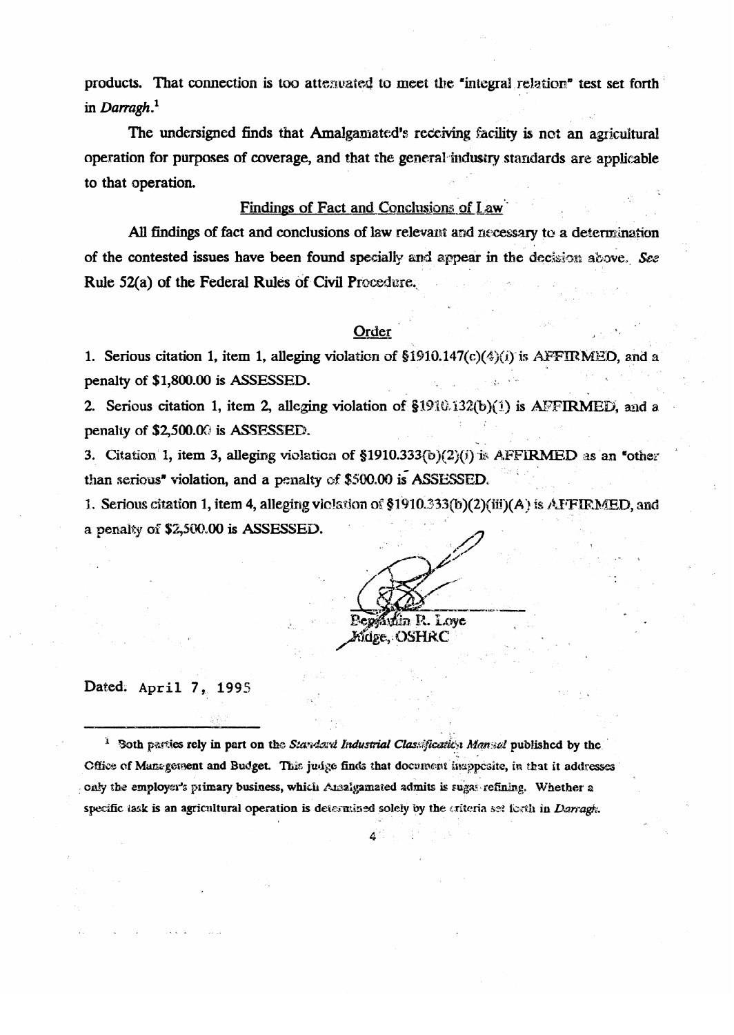products. That connection is too attenuated to meet the "integral relation" test set forth in *Darragh*.[1]

The undersigned finds that Amalgamated's receiving facility is not an agricultural operation for purposes of coverage, and that the general industry standards are applicable to that operation.

## Findings of Fact and Conclusions of Law

All findings of fact and conclusions of law relevant and necessary to a determination of the contested issues have been found specially and appear in the decision above. *See* Rule 52(a) of the Federal Rules of Civil Procedure.

## Order

1. Serious citation 1, item 1, alleging violation of §1910.147(c)(4)(i) is AFFIRMED, and a penalty of $1,800.00 is ASSESSED.

2. Serious citation 1, item 2, alleging violation of §1910.132(b)(1) is AFFIRMED, and a penalty of $2,500.00 is ASSESSED.

3. Citation 1, item 3, alleging violation of §1910.333(b)(2)(i) is AFFIRMED as an "other than serious" violation, and a penalty of $500.00 is ASSESSED.

1. Serious citation 1, item 4, alleging violation of §1910.333(b)(2)(iii)(A) is AFFIRMED, and a penalty of $2,500.00 is ASSESSED.

Benjamin R. Loye
Judge, OSHRC

Dated. April 7, 1995

[1] Both parties rely in part on the *Standard Industrial Classification Manual* published by the Office of Management and Budget. This judge finds that document inapposite, in that it addresses only the employer's primary business, which Amalgamated admits is sugar refining. Whether a specific task is an agricultural operation is determined solely by the criteria set forth in *Darragh*.